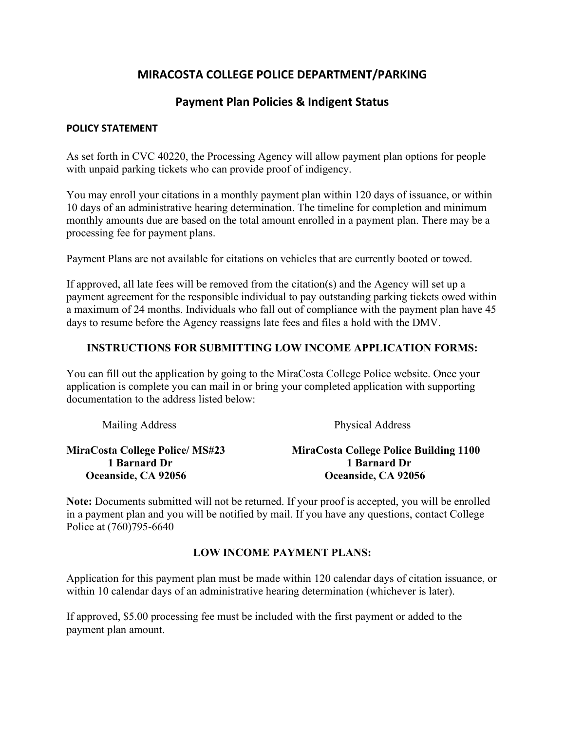# MIRACOSTA COLLEGE POLICE DEPARTMENT/PARKING

## Payment Plan Policies & Indigent Status

**POLICY STATEMENT**

As set forth in CVC 40220, the Processing Agency will allow payment plan options for people with unpaid parking tickets who can provide proof of indigency.

You may enroll your citations in a monthly payment plan within 120 days of issuance, or within 10 days of an administrative hearing determination. The timeline for completion and minimum monthly amounts due are based on the total amount enrolled in a payment plan. There may be a processing fee for payment plans.

Payment Plans are not available for citations on vehicles that are currently booted or towed.

If approved, all late fees will be removed from the citation(s) and the Agency will set up a payment agreement for the responsible individual to pay outstanding parking tickets owed within a maximum of 24 months. Individuals who fall out of compliance with the payment plan have 45 days to resume before the Agency reassigns late fees and files a hold with the DMV.

**INSTRUCTIONS FOR SUBMITTING LOW INCOME APPLICATION FORMS:**

You can fill out the application by going to the MiraCosta College Police website. Once your application is complete you can mail in or bring your completed application with supporting documentation to the address listed below:

Mailing Address

**MiraCosta College Police/ MS#23**
**1 Barnard Dr**
**Oceanside, CA 92056**

Physical Address

**MiraCosta College Police Building 1100**
**1 Barnard Dr**
**Oceanside, CA 92056**

**Note:** Documents submitted will not be returned. If your proof is accepted, you will be enrolled in a payment plan and you will be notified by mail. If you have any questions, contact College Police at (760)795-6640

**LOW INCOME PAYMENT PLANS:**

Application for this payment plan must be made within 120 calendar days of citation issuance, or within 10 calendar days of an administrative hearing determination (whichever is later).

If approved, $5.00 processing fee must be included with the first payment or added to the payment plan amount.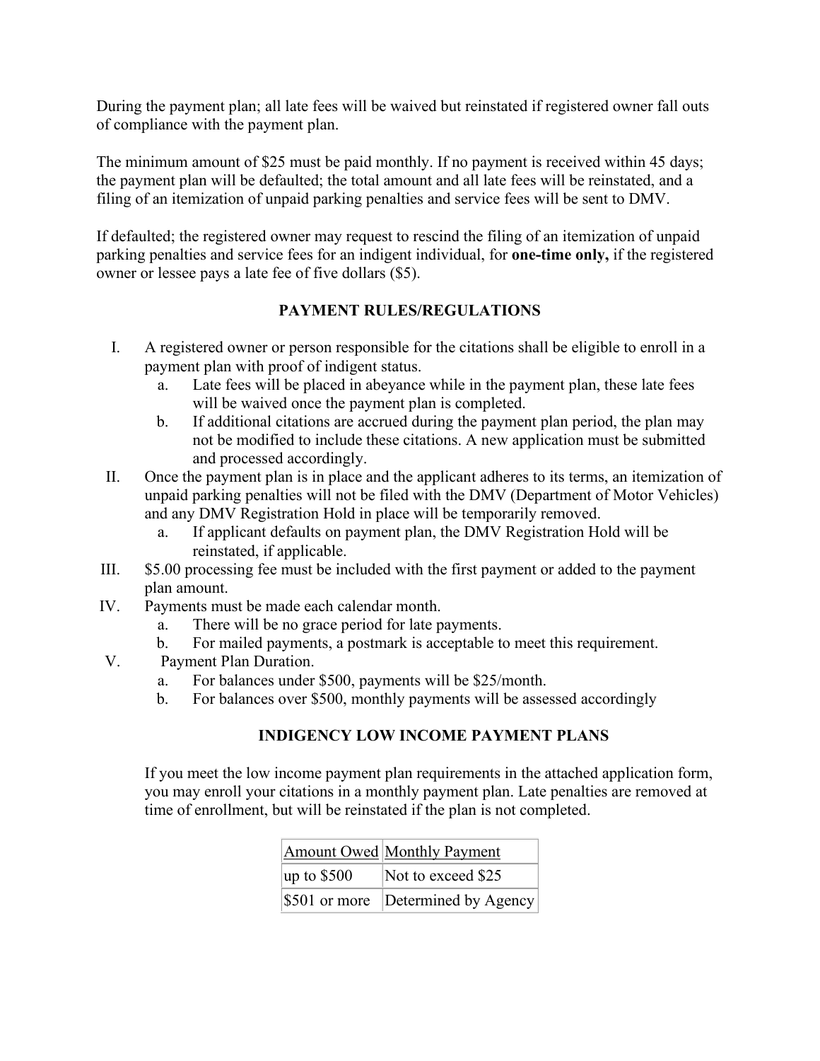During the payment plan; all late fees will be waived but reinstated if registered owner fall outs of compliance with the payment plan.

The minimum amount of $25 must be paid monthly. If no payment is received within 45 days; the payment plan will be defaulted; the total amount and all late fees will be reinstated, and a filing of an itemization of unpaid parking penalties and service fees will be sent to DMV.

If defaulted; the registered owner may request to rescind the filing of an itemization of unpaid parking penalties and service fees for an indigent individual, for **one-time only,** if the registered owner or lessee pays a late fee of five dollars ($5).

## PAYMENT RULES/REGULATIONS

I. A registered owner or person responsible for the citations shall be eligible to enroll in a payment plan with proof of indigent status.
   a. Late fees will be placed in abeyance while in the payment plan, these late fees will be waived once the payment plan is completed.
   b. If additional citations are accrued during the payment plan period, the plan may not be modified to include these citations. A new application must be submitted and processed accordingly.

II. Once the payment plan is in place and the applicant adheres to its terms, an itemization of unpaid parking penalties will not be filed with the DMV (Department of Motor Vehicles) and any DMV Registration Hold in place will be temporarily removed.
   a. If applicant defaults on payment plan, the DMV Registration Hold will be reinstated, if applicable.

III. $5.00 processing fee must be included with the first payment or added to the payment plan amount.

IV. Payments must be made each calendar month.
   a. There will be no grace period for late payments.
   b. For mailed payments, a postmark is acceptable to meet this requirement.

V. Payment Plan Duration.
   a. For balances under $500, payments will be $25/month.
   b. For balances over $500, monthly payments will be assessed accordingly

## INDIGENCY LOW INCOME PAYMENT PLANS

If you meet the low income payment plan requirements in the attached application form, you may enroll your citations in a monthly payment plan. Late penalties are removed at time of enrollment, but will be reinstated if the plan is not completed.

| Amount Owed | Monthly Payment |
|---|---|
| up to $500 | Not to exceed $25 |
| $501 or more | Determined by Agency |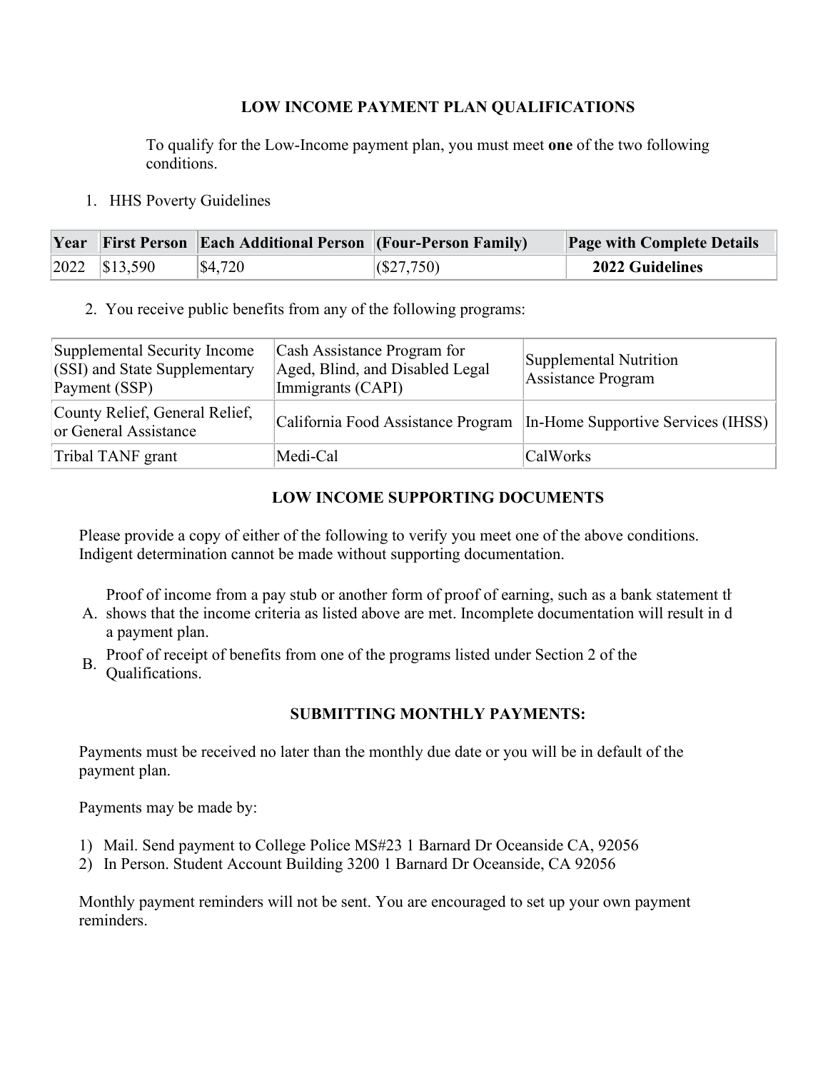## LOW INCOME PAYMENT PLAN QUALIFICATIONS

To qualify for the Low-Income payment plan, you must meet **one** of the two following conditions.

1. HHS Poverty Guidelines

| Year | First Person | Each Additional Person | (Four-Person Family) | Page with Complete Details |
|---|---|---|---|---|
| 2022 | $13,590 | $4,720 | ($27,750) | **2022 Guidelines** |

2. You receive public benefits from any of the following programs:

| | | |
|---|---|---|
| Supplemental Security Income (SSI) and State Supplementary Payment (SSP) | Cash Assistance Program for Aged, Blind, and Disabled Legal Immigrants (CAPI) | Supplemental Nutrition Assistance Program |
| County Relief, General Relief, or General Assistance | California Food Assistance Program | In-Home Supportive Services (IHSS) |
| Tribal TANF grant | Medi-Cal | CalWorks |

## LOW INCOME SUPPORTING DOCUMENTS

Please provide a copy of either of the following to verify you meet one of the above conditions. Indigent determination cannot be made without supporting documentation.

A. Proof of income from a pay stub or another form of proof of earning, such as a bank statement th shows that the income criteria as listed above are met. Incomplete documentation will result in d a payment plan.

B. Proof of receipt of benefits from one of the programs listed under Section 2 of the Qualifications.

## SUBMITTING MONTHLY PAYMENTS:

Payments must be received no later than the monthly due date or you will be in default of the payment plan.

Payments may be made by:

1) Mail. Send payment to College Police MS#23 1 Barnard Dr Oceanside CA, 92056
2) In Person. Student Account Building 3200 1 Barnard Dr Oceanside, CA 92056

Monthly payment reminders will not be sent. You are encouraged to set up your own payment reminders.